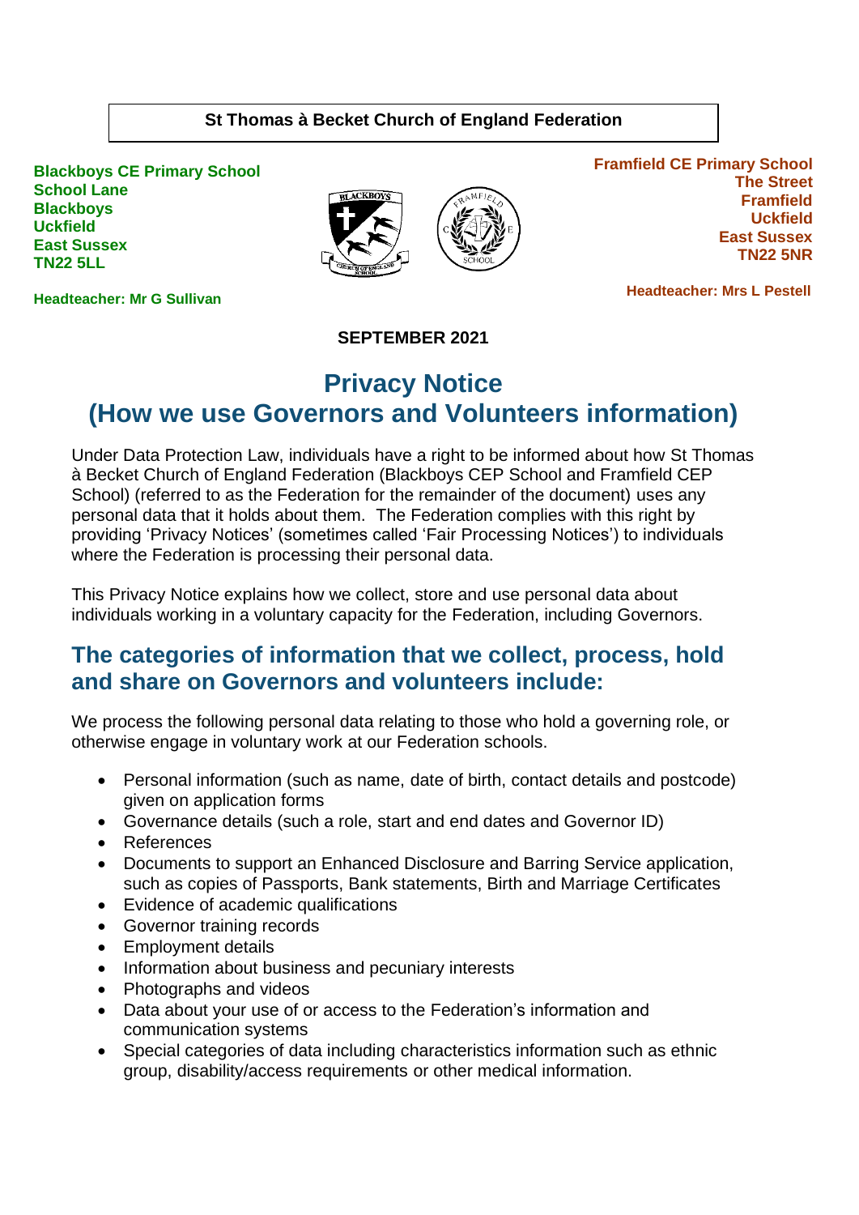**St Thomas à Becket Church of England Federation**

**Blackboys CE Primary School**
**School Lane**
**Blackboys**
**Uckfield**
**East Sussex**
**TN22 5LL**

**Headteacher: Mr G Sullivan**

**Framfield CE Primary School**
**The Street**
**Framfield**
**Uckfield**
**East Sussex**
**TN22 5NR**

**Headteacher: Mrs L Pestell**

**SEPTEMBER 2021**

# Privacy Notice (How we use Governors and Volunteers information)

Under Data Protection Law, individuals have a right to be informed about how St Thomas à Becket Church of England Federation (Blackboys CEP School and Framfield CEP School) (referred to as the Federation for the remainder of the document) uses any personal data that it holds about them. The Federation complies with this right by providing 'Privacy Notices' (sometimes called 'Fair Processing Notices') to individuals where the Federation is processing their personal data.

This Privacy Notice explains how we collect, store and use personal data about individuals working in a voluntary capacity for the Federation, including Governors.

## The categories of information that we collect, process, hold and share on Governors and volunteers include:

We process the following personal data relating to those who hold a governing role, or otherwise engage in voluntary work at our Federation schools.

- Personal information (such as name, date of birth, contact details and postcode) given on application forms
- Governance details (such a role, start and end dates and Governor ID)
- References
- Documents to support an Enhanced Disclosure and Barring Service application, such as copies of Passports, Bank statements, Birth and Marriage Certificates
- Evidence of academic qualifications
- Governor training records
- Employment details
- Information about business and pecuniary interests
- Photographs and videos
- Data about your use of or access to the Federation's information and communication systems
- Special categories of data including characteristics information such as ethnic group, disability/access requirements or other medical information.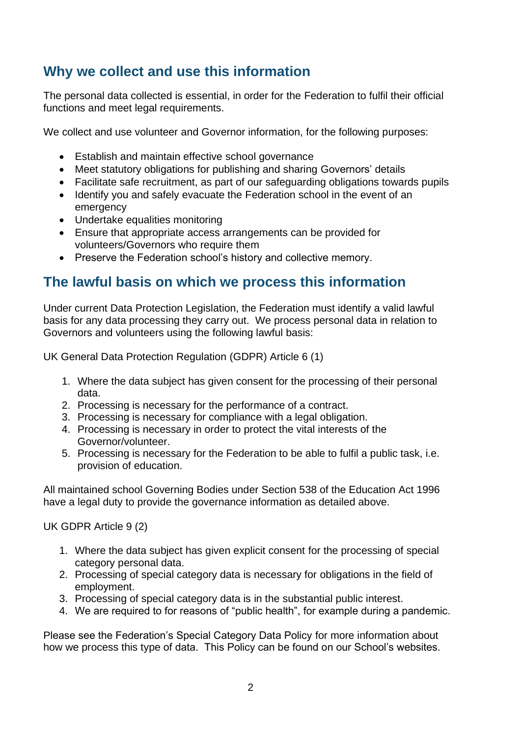## Why we collect and use this information

The personal data collected is essential, in order for the Federation to fulfil their official functions and meet legal requirements.

We collect and use volunteer and Governor information, for the following purposes:

- Establish and maintain effective school governance
- Meet statutory obligations for publishing and sharing Governors' details
- Facilitate safe recruitment, as part of our safeguarding obligations towards pupils
- Identify you and safely evacuate the Federation school in the event of an emergency
- Undertake equalities monitoring
- Ensure that appropriate access arrangements can be provided for volunteers/Governors who require them
- Preserve the Federation school's history and collective memory.

## The lawful basis on which we process this information

Under current Data Protection Legislation, the Federation must identify a valid lawful basis for any data processing they carry out. We process personal data in relation to Governors and volunteers using the following lawful basis:

UK General Data Protection Regulation (GDPR) Article 6 (1)

1. Where the data subject has given consent for the processing of their personal data.
2. Processing is necessary for the performance of a contract.
3. Processing is necessary for compliance with a legal obligation.
4. Processing is necessary in order to protect the vital interests of the Governor/volunteer.
5. Processing is necessary for the Federation to be able to fulfil a public task, i.e. provision of education.

All maintained school Governing Bodies under Section 538 of the Education Act 1996 have a legal duty to provide the governance information as detailed above.

UK GDPR Article 9 (2)

1. Where the data subject has given explicit consent for the processing of special category personal data.
2. Processing of special category data is necessary for obligations in the field of employment.
3. Processing of special category data is in the substantial public interest.
4. We are required to for reasons of "public health", for example during a pandemic.

Please see the Federation's Special Category Data Policy for more information about how we process this type of data. This Policy can be found on our School's websites.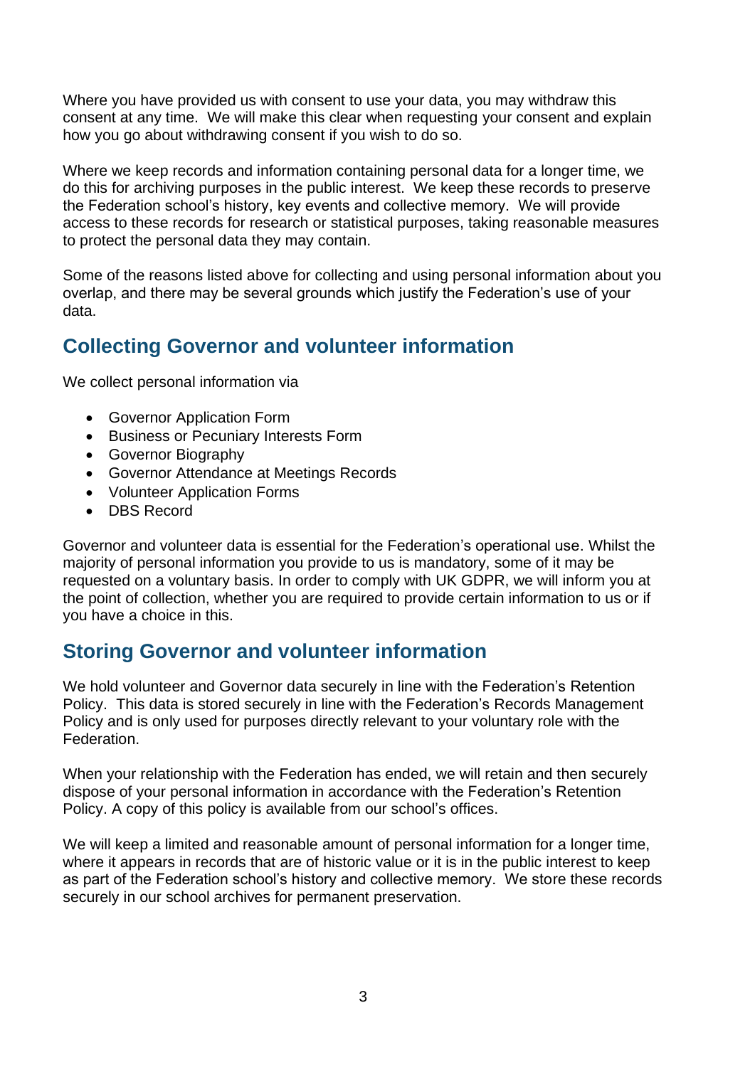Where you have provided us with consent to use your data, you may withdraw this consent at any time. We will make this clear when requesting your consent and explain how you go about withdrawing consent if you wish to do so.

Where we keep records and information containing personal data for a longer time, we do this for archiving purposes in the public interest. We keep these records to preserve the Federation school's history, key events and collective memory. We will provide access to these records for research or statistical purposes, taking reasonable measures to protect the personal data they may contain.

Some of the reasons listed above for collecting and using personal information about you overlap, and there may be several grounds which justify the Federation's use of your data.

## Collecting Governor and volunteer information

We collect personal information via

- Governor Application Form
- Business or Pecuniary Interests Form
- Governor Biography
- Governor Attendance at Meetings Records
- Volunteer Application Forms
- DBS Record

Governor and volunteer data is essential for the Federation's operational use. Whilst the majority of personal information you provide to us is mandatory, some of it may be requested on a voluntary basis. In order to comply with UK GDPR, we will inform you at the point of collection, whether you are required to provide certain information to us or if you have a choice in this.

## Storing Governor and volunteer information

We hold volunteer and Governor data securely in line with the Federation's Retention Policy. This data is stored securely in line with the Federation's Records Management Policy and is only used for purposes directly relevant to your voluntary role with the Federation.

When your relationship with the Federation has ended, we will retain and then securely dispose of your personal information in accordance with the Federation's Retention Policy. A copy of this policy is available from our school's offices.

We will keep a limited and reasonable amount of personal information for a longer time, where it appears in records that are of historic value or it is in the public interest to keep as part of the Federation school's history and collective memory. We store these records securely in our school archives for permanent preservation.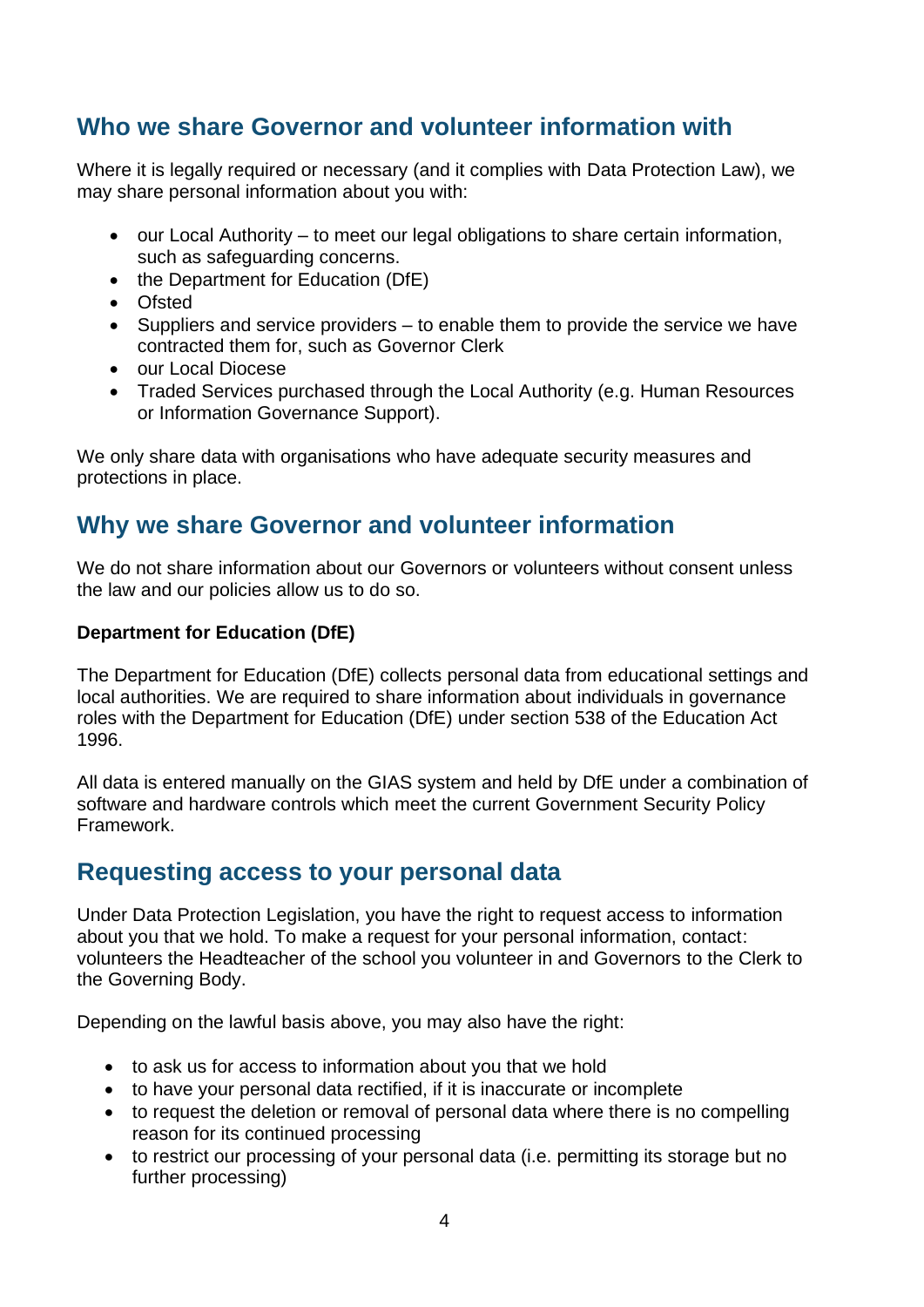## Who we share Governor and volunteer information with

Where it is legally required or necessary (and it complies with Data Protection Law), we may share personal information about you with:

- our Local Authority – to meet our legal obligations to share certain information, such as safeguarding concerns.
- the Department for Education (DfE)
- Ofsted
- Suppliers and service providers – to enable them to provide the service we have contracted them for, such as Governor Clerk
- our Local Diocese
- Traded Services purchased through the Local Authority (e.g. Human Resources or Information Governance Support).

We only share data with organisations who have adequate security measures and protections in place.

## Why we share Governor and volunteer information

We do not share information about our Governors or volunteers without consent unless the law and our policies allow us to do so.

**Department for Education (DfE)**

The Department for Education (DfE) collects personal data from educational settings and local authorities. We are required to share information about individuals in governance roles with the Department for Education (DfE) under section 538 of the Education Act 1996.

All data is entered manually on the GIAS system and held by DfE under a combination of software and hardware controls which meet the current Government Security Policy Framework.

## Requesting access to your personal data

Under Data Protection Legislation, you have the right to request access to information about you that we hold. To make a request for your personal information, contact: volunteers the Headteacher of the school you volunteer in and Governors to the Clerk to the Governing Body.

Depending on the lawful basis above, you may also have the right:

- to ask us for access to information about you that we hold
- to have your personal data rectified, if it is inaccurate or incomplete
- to request the deletion or removal of personal data where there is no compelling reason for its continued processing
- to restrict our processing of your personal data (i.e. permitting its storage but no further processing)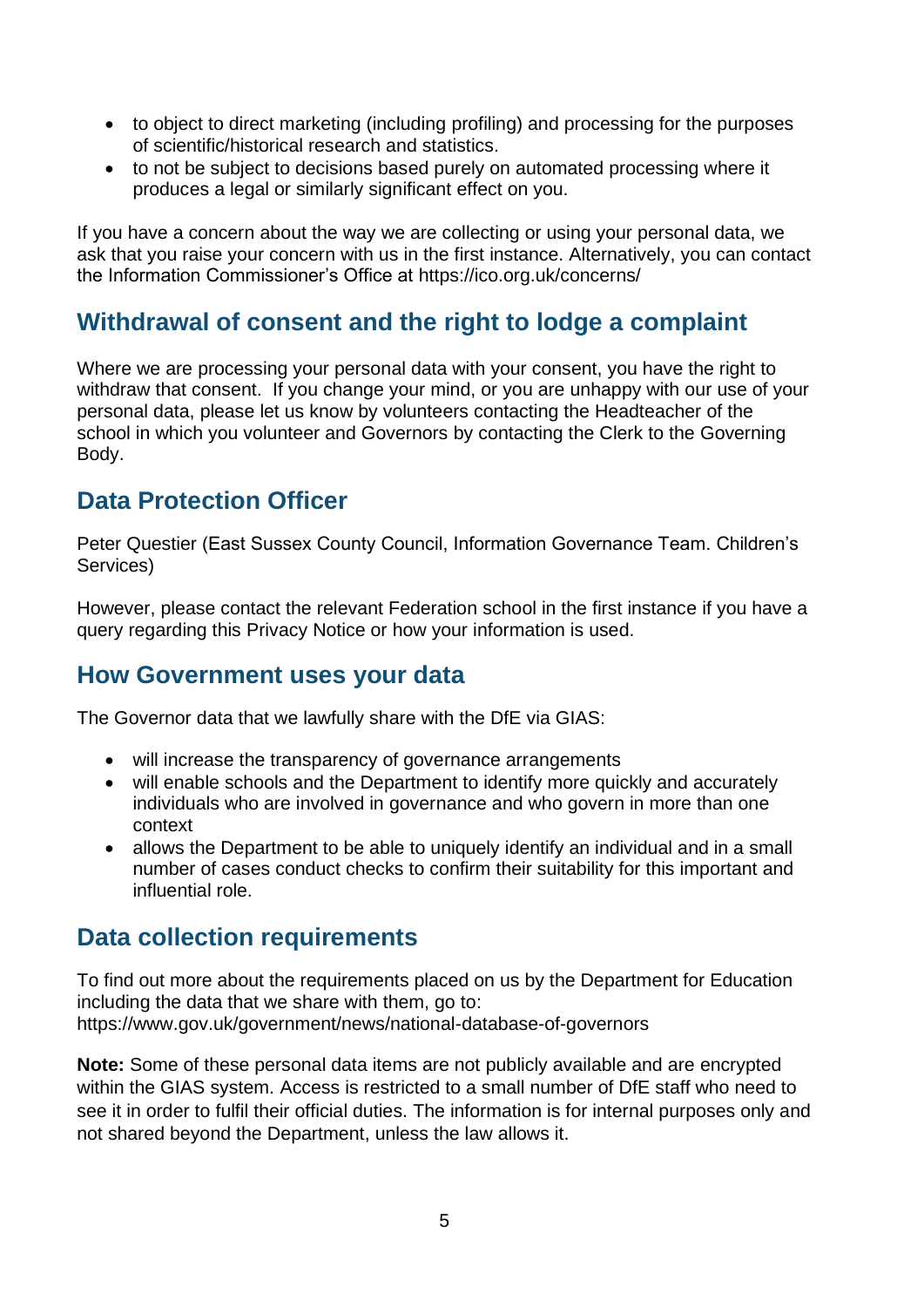- to object to direct marketing (including profiling) and processing for the purposes of scientific/historical research and statistics.
- to not be subject to decisions based purely on automated processing where it produces a legal or similarly significant effect on you.

If you have a concern about the way we are collecting or using your personal data, we ask that you raise your concern with us in the first instance. Alternatively, you can contact the Information Commissioner's Office at https://ico.org.uk/concerns/

## Withdrawal of consent and the right to lodge a complaint

Where we are processing your personal data with your consent, you have the right to withdraw that consent. If you change your mind, or you are unhappy with our use of your personal data, please let us know by volunteers contacting the Headteacher of the school in which you volunteer and Governors by contacting the Clerk to the Governing Body.

## Data Protection Officer

Peter Questier (East Sussex County Council, Information Governance Team. Children's Services)

However, please contact the relevant Federation school in the first instance if you have a query regarding this Privacy Notice or how your information is used.

## How Government uses your data

The Governor data that we lawfully share with the DfE via GIAS:

- will increase the transparency of governance arrangements
- will enable schools and the Department to identify more quickly and accurately individuals who are involved in governance and who govern in more than one context
- allows the Department to be able to uniquely identify an individual and in a small number of cases conduct checks to confirm their suitability for this important and influential role.

## Data collection requirements

To find out more about the requirements placed on us by the Department for Education including the data that we share with them, go to:
https://www.gov.uk/government/news/national-database-of-governors

**Note:** Some of these personal data items are not publicly available and are encrypted within the GIAS system. Access is restricted to a small number of DfE staff who need to see it in order to fulfil their official duties. The information is for internal purposes only and not shared beyond the Department, unless the law allows it.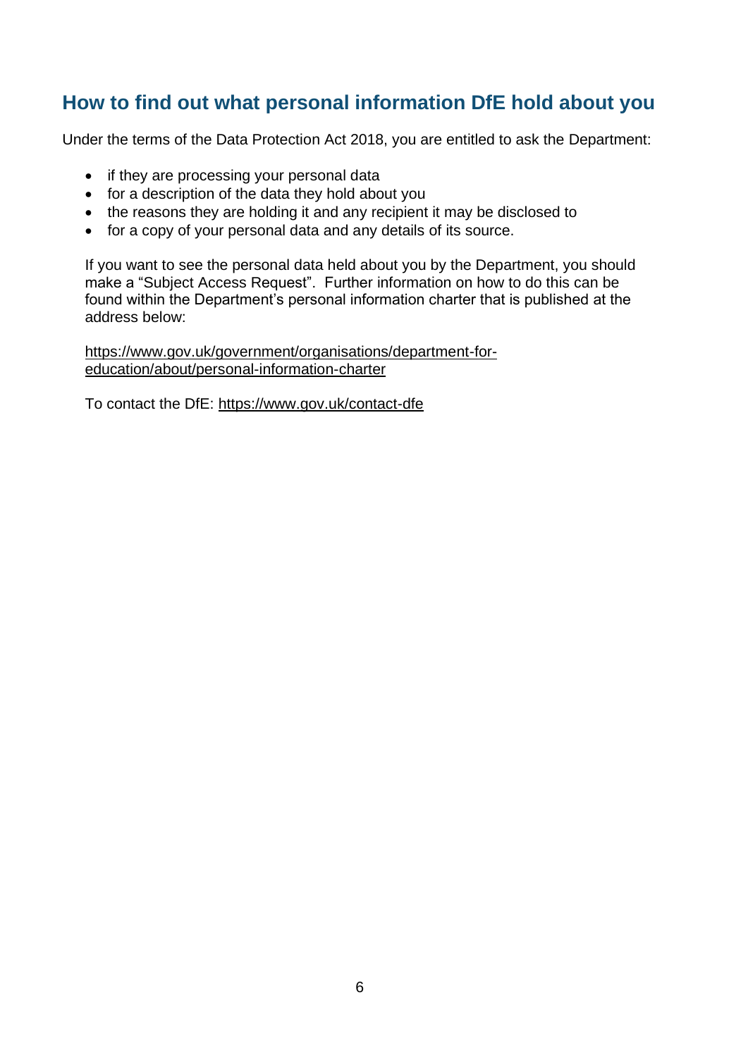## How to find out what personal information DfE hold about you

Under the terms of the Data Protection Act 2018, you are entitled to ask the Department:

- if they are processing your personal data
- for a description of the data they hold about you
- the reasons they are holding it and any recipient it may be disclosed to
- for a copy of your personal data and any details of its source.

If you want to see the personal data held about you by the Department, you should make a "Subject Access Request". Further information on how to do this can be found within the Department's personal information charter that is published at the address below:

https://www.gov.uk/government/organisations/department-for-education/about/personal-information-charter

To contact the DfE: https://www.gov.uk/contact-dfe